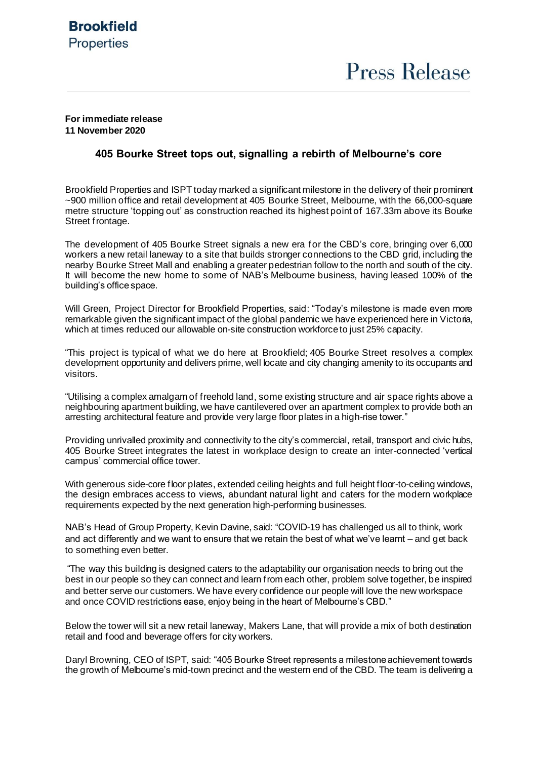**Brookfield**
Properties

# Press Release

**For immediate release**
**11 November 2020**

## 405 Bourke Street tops out, signalling a rebirth of Melbourne's core

Brookfield Properties and ISPT today marked a significant milestone in the delivery of their prominent ~900 million office and retail development at 405 Bourke Street, Melbourne, with the 66,000-square metre structure 'topping out' as construction reached its highest point of 167.33m above its Bourke Street frontage.

The development of 405 Bourke Street signals a new era for the CBD's core, bringing over 6,000 workers a new retail laneway to a site that builds stronger connections to the CBD grid, including the nearby Bourke Street Mall and enabling a greater pedestrian follow to the north and south of the city. It will become the new home to some of NAB's Melbourne business, having leased 100% of the building's office space.

Will Green, Project Director for Brookfield Properties, said: "Today's milestone is made even more remarkable given the significant impact of the global pandemic we have experienced here in Victoria, which at times reduced our allowable on-site construction workforce to just 25% capacity.

"This project is typical of what we do here at Brookfield; 405 Bourke Street resolves a complex development opportunity and delivers prime, well locate and city changing amenity to its occupants and visitors.

"Utilising a complex amalgam of freehold land, some existing structure and air space rights above a neighbouring apartment building, we have cantilevered over an apartment complex to provide both an arresting architectural feature and provide very large floor plates in a high-rise tower."

Providing unrivalled proximity and connectivity to the city's commercial, retail, transport and civic hubs, 405 Bourke Street integrates the latest in workplace design to create an inter-connected 'vertical campus' commercial office tower.

With generous side-core floor plates, extended ceiling heights and full height floor-to-ceiling windows, the design embraces access to views, abundant natural light and caters for the modern workplace requirements expected by the next generation high-performing businesses.

NAB's Head of Group Property, Kevin Davine, said: "COVID-19 has challenged us all to think, work and act differently and we want to ensure that we retain the best of what we've learnt – and get back to something even better.

"The way this building is designed caters to the adaptability our organisation needs to bring out the best in our people so they can connect and learn from each other, problem solve together, be inspired and better serve our customers. We have every confidence our people will love the new workspace and once COVID restrictions ease, enjoy being in the heart of Melbourne's CBD."

Below the tower will sit a new retail laneway, Makers Lane, that will provide a mix of both destination retail and food and beverage offers for city workers.

Daryl Browning, CEO of ISPT, said: "405 Bourke Street represents a milestone achievement towards the growth of Melbourne's mid-town precinct and the western end of the CBD. The team is delivering a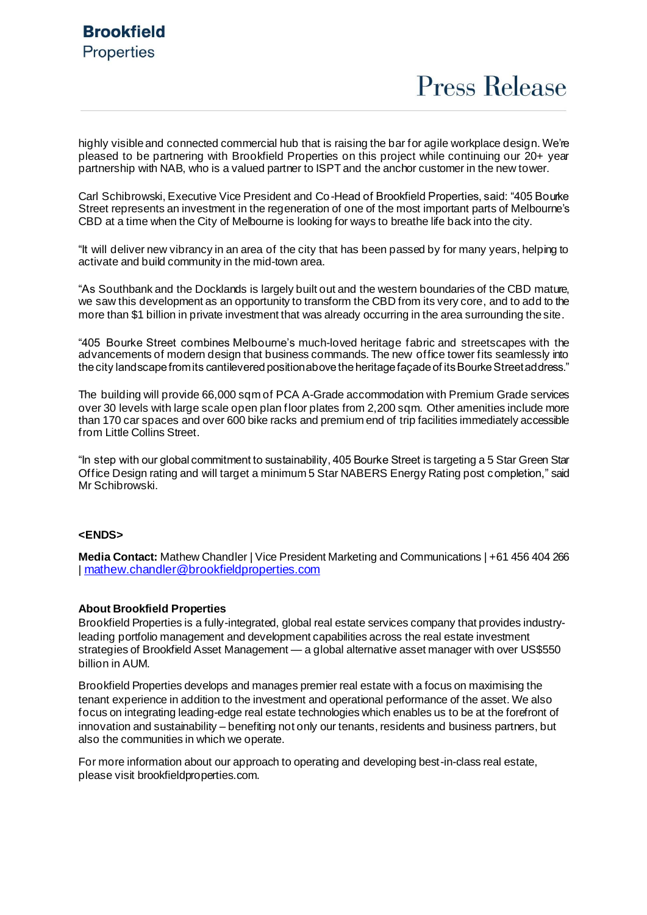highly visible and connected commercial hub that is raising the bar for agile workplace design. We're pleased to be partnering with Brookfield Properties on this project while continuing our 20+ year partnership with NAB, who is a valued partner to ISPT and the anchor customer in the new tower.

Carl Schibrowski, Executive Vice President and Co-Head of Brookfield Properties, said: "405 Bourke Street represents an investment in the regeneration of one of the most important parts of Melbourne's CBD at a time when the City of Melbourne is looking for ways to breathe life back into the city.

"It will deliver new vibrancy in an area of the city that has been passed by for many years, helping to activate and build community in the mid-town area.

"As Southbank and the Docklands is largely built out and the western boundaries of the CBD mature, we saw this development as an opportunity to transform the CBD from its very core, and to add to the more than $1 billion in private investment that was already occurring in the area surrounding the site.

"405 Bourke Street combines Melbourne's much-loved heritage fabric and streetscapes with the advancements of modern design that business commands. The new office tower fits seamlessly into the city landscape from its cantilevered position above the heritage façade of its Bourke Street address."

The building will provide 66,000 sqm of PCA A-Grade accommodation with Premium Grade services over 30 levels with large scale open plan floor plates from 2,200 sqm. Other amenities include more than 170 car spaces and over 600 bike racks and premium end of trip facilities immediately accessible from Little Collins Street.

"In step with our global commitment to sustainability, 405 Bourke Street is targeting a 5 Star Green Star Office Design rating and will target a minimum 5 Star NABERS Energy Rating post completion," said Mr Schibrowski.

**<ENDS>**

**Media Contact:** Mathew Chandler | Vice President Marketing and Communications | +61 456 404 266 | mathew.chandler@brookfieldproperties.com

**About Brookfield Properties**

Brookfield Properties is a fully-integrated, global real estate services company that provides industry-leading portfolio management and development capabilities across the real estate investment strategies of Brookfield Asset Management — a global alternative asset manager with over US$550 billion in AUM.

Brookfield Properties develops and manages premier real estate with a focus on maximising the tenant experience in addition to the investment and operational performance of the asset. We also focus on integrating leading-edge real estate technologies which enables us to be at the forefront of innovation and sustainability – benefiting not only our tenants, residents and business partners, but also the communities in which we operate.

For more information about our approach to operating and developing best-in-class real estate, please visit brookfieldproperties.com.